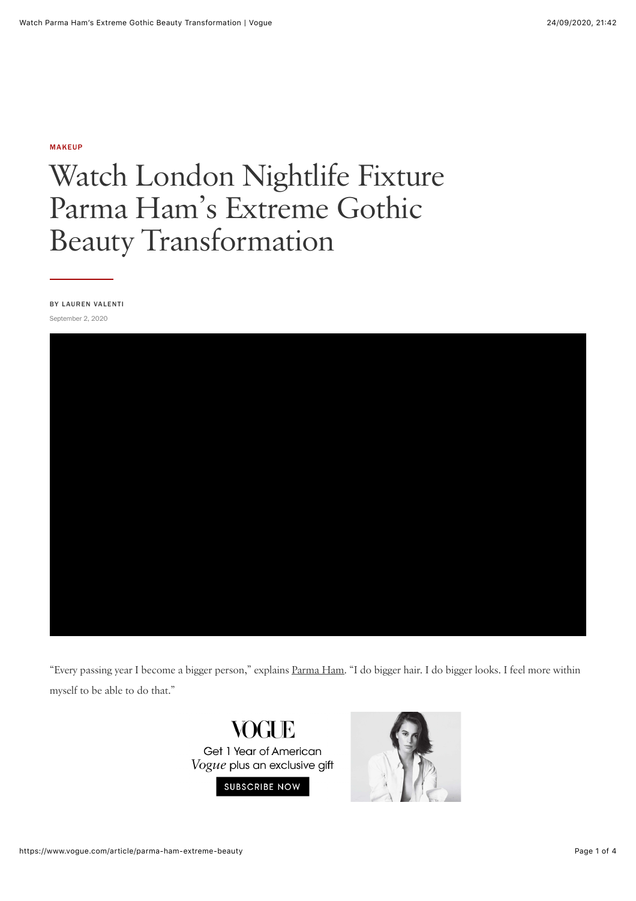MAKEUP

# Watch London Nightlife Fixture Parma Ham's Extreme Gothic Beauty Transformation

BY LAUREN VALENTI

September 2, 2020

"Every passing year I become a bigger person," explains Parma Ham. "I do bigger hair. I do bigger looks. I feel more within myself to be able to do that."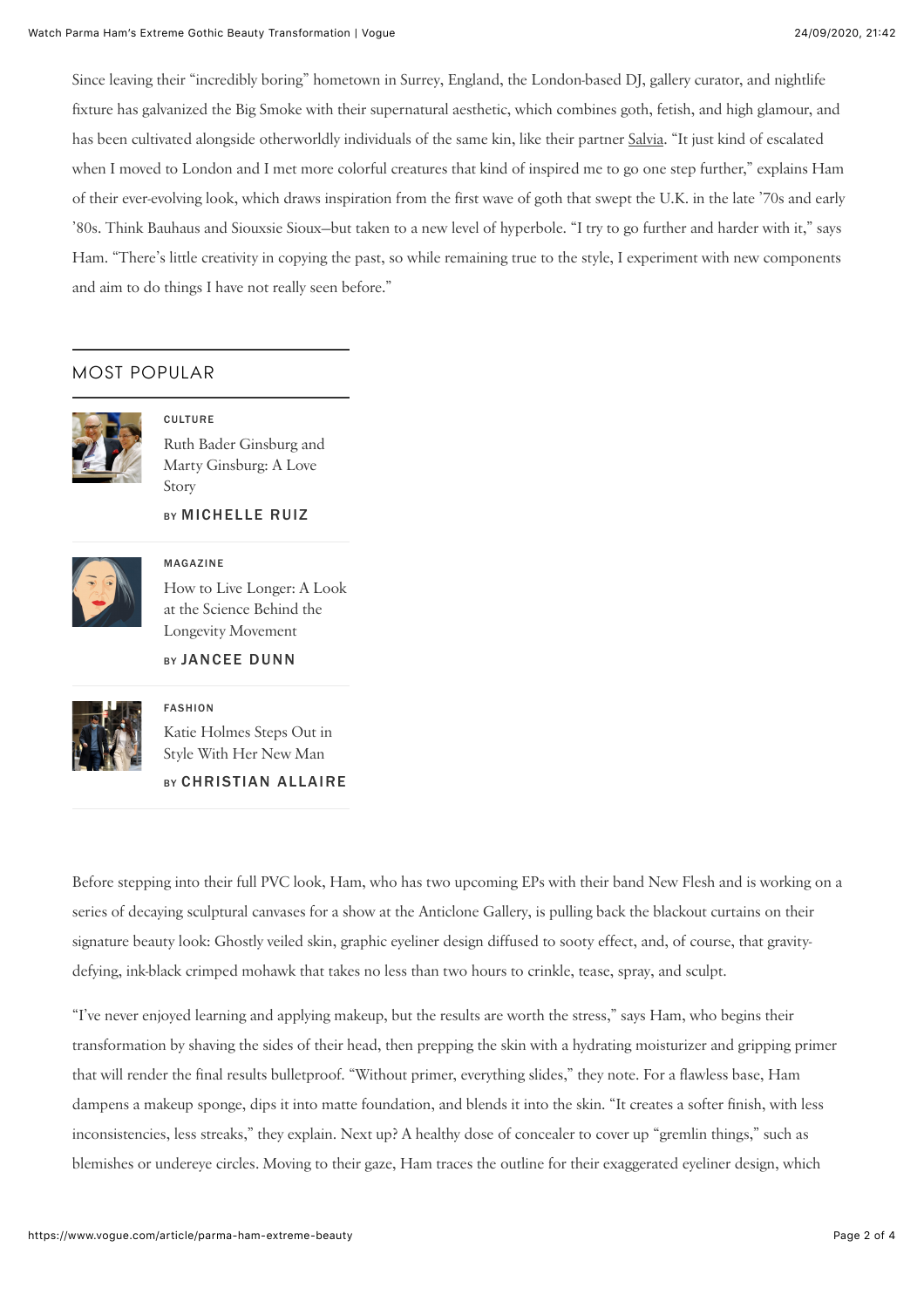Since leaving their "incredibly boring" hometown in Surrey, England, the London-based DJ, gallery curator, and nightlife fixture has galvanized the Big Smoke with their supernatural aesthetic, which combines goth, fetish, and high glamour, and has been cultivated alongside otherworldly individuals of the same kin, like their partner Salvia. "It just kind of escalated when I moved to London and I met more colorful creatures that kind of inspired me to go one step further," explains Ham of their ever-evolving look, which draws inspiration from the first wave of goth that swept the U.K. in the late '70s and early '80s. Think Bauhaus and Siouxsie Sioux—but taken to a new level of hyperbole. "I try to go further and harder with it," says Ham. "There's little creativity in copying the past, so while remaining true to the style, I experiment with new components and aim to do things I have not really seen before."

## MOST POPULAR

CULTURE

Ruth Bader Ginsburg and Marty Ginsburg: A Love Story

BY **MICHELLE RUIZ**

MAGAZINE

How to Live Longer: A Look at the Science Behind the Longevity Movement

BY **JANCEE DUNN**

FASHION

Katie Holmes Steps Out in Style With Her New Man

BY **CHRISTIAN ALLAIRE**

Before stepping into their full PVC look, Ham, who has two upcoming EPs with their band New Flesh and is working on a series of decaying sculptural canvases for a show at the Anticlone Gallery, is pulling back the blackout curtains on their signature beauty look: Ghostly veiled skin, graphic eyeliner design diffused to sooty effect, and, of course, that gravity-defying, ink-black crimped mohawk that takes no less than two hours to crinkle, tease, spray, and sculpt.

"I've never enjoyed learning and applying makeup, but the results are worth the stress," says Ham, who begins their transformation by shaving the sides of their head, then prepping the skin with a hydrating moisturizer and gripping primer that will render the final results bulletproof. "Without primer, everything slides," they note. For a flawless base, Ham dampens a makeup sponge, dips it into matte foundation, and blends it into the skin. "It creates a softer finish, with less inconsistencies, less streaks," they explain. Next up? A healthy dose of concealer to cover up "gremlin things," such as blemishes or undereye circles. Moving to their gaze, Ham traces the outline for their exaggerated eyeliner design, which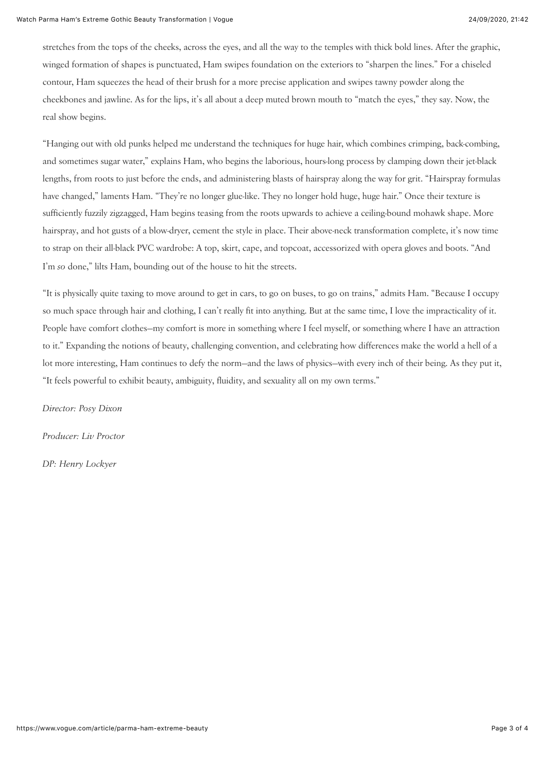stretches from the tops of the cheeks, across the eyes, and all the way to the temples with thick bold lines. After the graphic, winged formation of shapes is punctuated, Ham swipes foundation on the exteriors to "sharpen the lines." For a chiseled contour, Ham squeezes the head of their brush for a more precise application and swipes tawny powder along the cheekbones and jawline. As for the lips, it's all about a deep muted brown mouth to "match the eyes," they say. Now, the real show begins.

"Hanging out with old punks helped me understand the techniques for huge hair, which combines crimping, back-combing, and sometimes sugar water," explains Ham, who begins the laborious, hours-long process by clamping down their jet-black lengths, from roots to just before the ends, and administering blasts of hairspray along the way for grit. "Hairspray formulas have changed," laments Ham. "They're no longer glue-like. They no longer hold huge, huge hair." Once their texture is sufficiently fuzzily zigzagged, Ham begins teasing from the roots upwards to achieve a ceiling-bound mohawk shape. More hairspray, and hot gusts of a blow-dryer, cement the style in place. Their above-neck transformation complete, it's now time to strap on their all-black PVC wardrobe: A top, skirt, cape, and topcoat, accessorized with opera gloves and boots. "And I'm *so* done," lilts Ham, bounding out of the house to hit the streets.

"It is physically quite taxing to move around to get in cars, to go on buses, to go on trains," admits Ham. "Because I occupy so much space through hair and clothing, I can't really fit into anything. But at the same time, I love the impracticality of it. People have comfort clothes—my comfort is more in something where I feel myself, or something where I have an attraction to it." Expanding the notions of beauty, challenging convention, and celebrating how differences make the world a hell of a lot more interesting, Ham continues to defy the norm—and the laws of physics—with every inch of their being. As they put it, "It feels powerful to exhibit beauty, ambiguity, fluidity, and sexuality all on my own terms."

*Director: Posy Dixon*

*Producer: Liv Proctor*

*DP: Henry Lockyer*